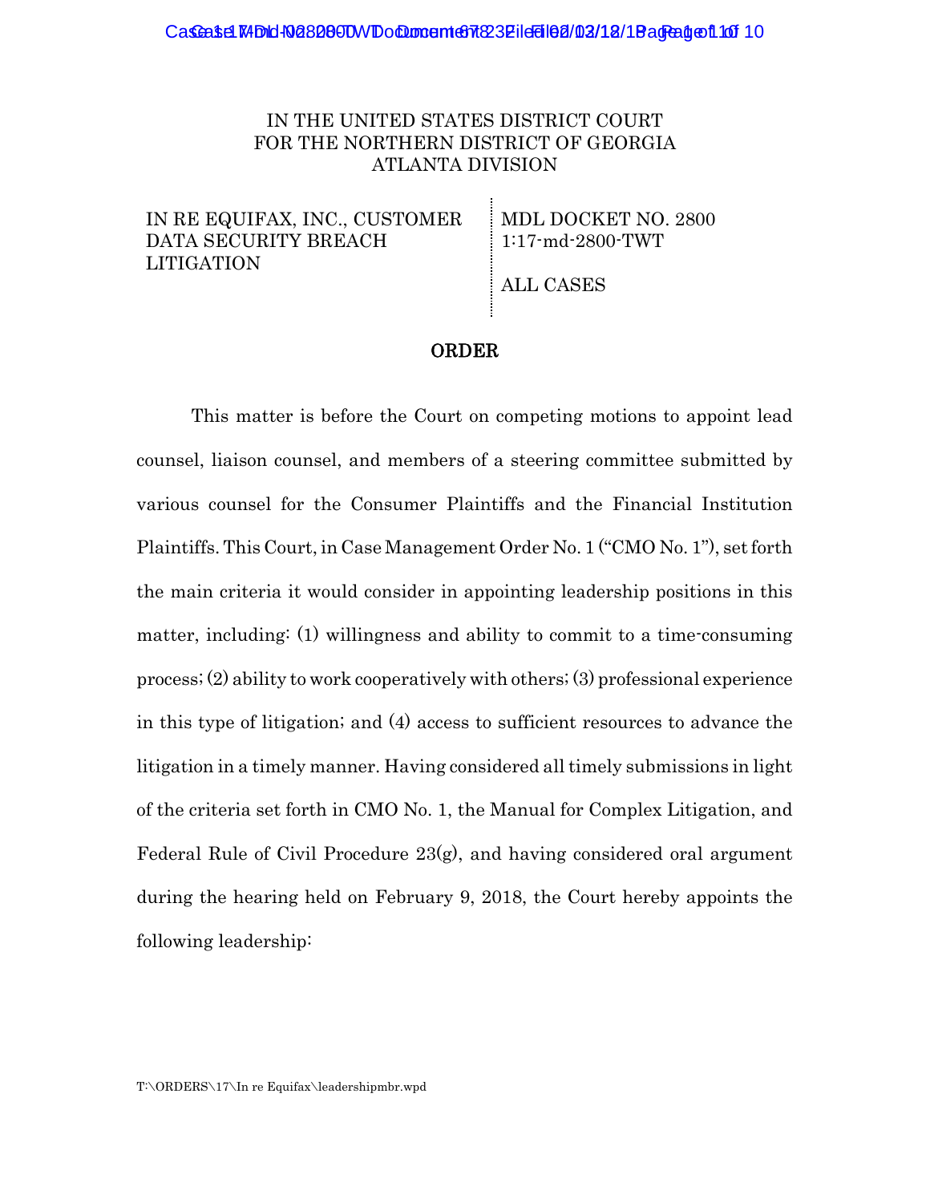IN THE UNITED STATES DISTRICT COURT
FOR THE NORTHERN DISTRICT OF GEORGIA
ATLANTA DIVISION

| IN RE EQUIFAX, INC., CUSTOMER DATA SECURITY BREACH LITIGATION | MDL DOCKET NO. 2800<br>1:17-md-2800-TWT<br><br>ALL CASES |
|---|---|

# ORDER

This matter is before the Court on competing motions to appoint lead counsel, liaison counsel, and members of a steering committee submitted by various counsel for the Consumer Plaintiffs and the Financial Institution Plaintiffs. This Court, in Case Management Order No. 1 ("CMO No. 1"), set forth the main criteria it would consider in appointing leadership positions in this matter, including: (1) willingness and ability to commit to a time-consuming process; (2) ability to work cooperatively with others; (3) professional experience in this type of litigation; and (4) access to sufficient resources to advance the litigation in a timely manner. Having considered all timely submissions in light of the criteria set forth in CMO No. 1, the Manual for Complex Litigation, and Federal Rule of Civil Procedure 23(g), and having considered oral argument during the hearing held on February 9, 2018, the Court hereby appoints the following leadership:

T:\ORDERS\17\In re Equifax\leadershipmbr.wpd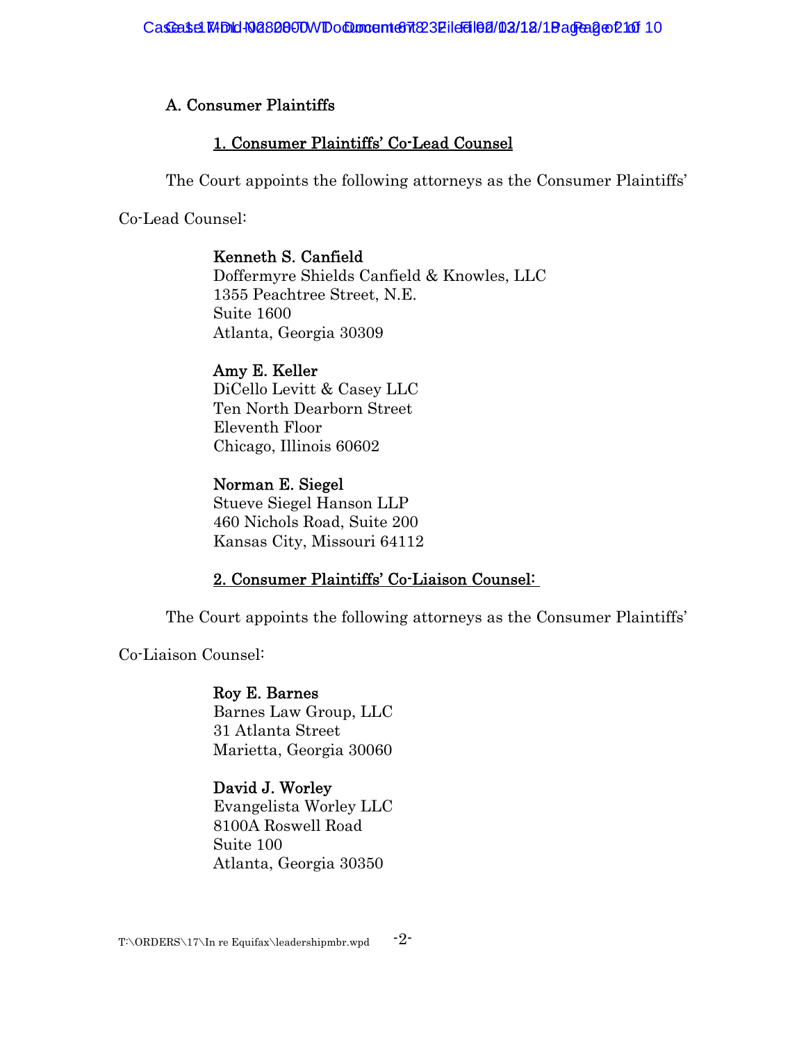## A. Consumer Plaintiffs

### 1. Consumer Plaintiffs' Co-Lead Counsel

The Court appoints the following attorneys as the Consumer Plaintiffs' Co-Lead Counsel:

**Kenneth S. Canfield**
Doffermyre Shields Canfield & Knowles, LLC
1355 Peachtree Street, N.E.
Suite 1600
Atlanta, Georgia 30309

**Amy E. Keller**
DiCello Levitt & Casey LLC
Ten North Dearborn Street
Eleventh Floor
Chicago, Illinois 60602

**Norman E. Siegel**
Stueve Siegel Hanson LLP
460 Nichols Road, Suite 200
Kansas City, Missouri 64112

### 2. Consumer Plaintiffs' Co-Liaison Counsel:

The Court appoints the following attorneys as the Consumer Plaintiffs' Co-Liaison Counsel:

**Roy E. Barnes**
Barnes Law Group, LLC
31 Atlanta Street
Marietta, Georgia 30060

**David J. Worley**
Evangelista Worley LLC
8100A Roswell Road
Suite 100
Atlanta, Georgia 30350

T:\ORDERS\17\In re Equifax\leadershipmbr.wpd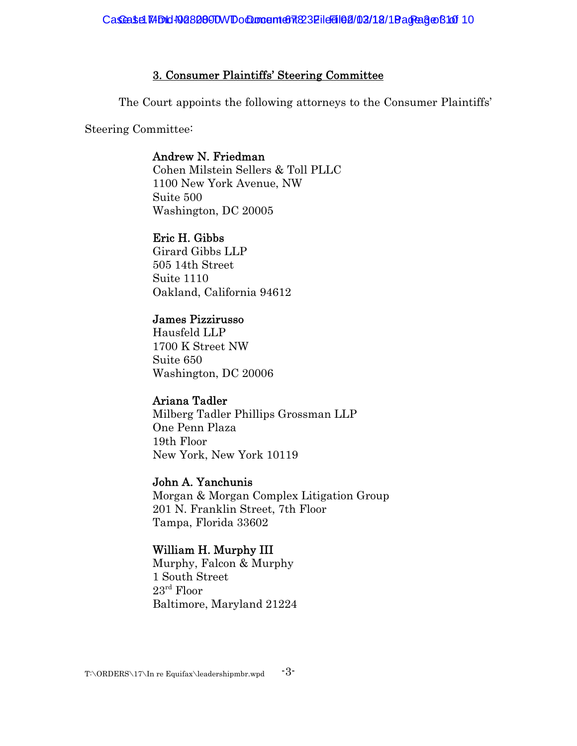### 3. Consumer Plaintiffs' Steering Committee

The Court appoints the following attorneys to the Consumer Plaintiffs' Steering Committee:

**Andrew N. Friedman**
Cohen Milstein Sellers & Toll PLLC
1100 New York Avenue, NW
Suite 500
Washington, DC 20005

**Eric H. Gibbs**
Girard Gibbs LLP
505 14th Street
Suite 1110
Oakland, California 94612

**James Pizzirusso**
Hausfeld LLP
1700 K Street NW
Suite 650
Washington, DC 20006

**Ariana Tadler**
Milberg Tadler Phillips Grossman LLP
One Penn Plaza
19th Floor
New York, New York 10119

**John A. Yanchunis**
Morgan & Morgan Complex Litigation Group
201 N. Franklin Street, 7th Floor
Tampa, Florida 33602

**William H. Murphy III**
Murphy, Falcon & Murphy
1 South Street
23rd Floor
Baltimore, Maryland 21224

T:\ORDERS\17\In re Equifax\leadershipmbr.wpd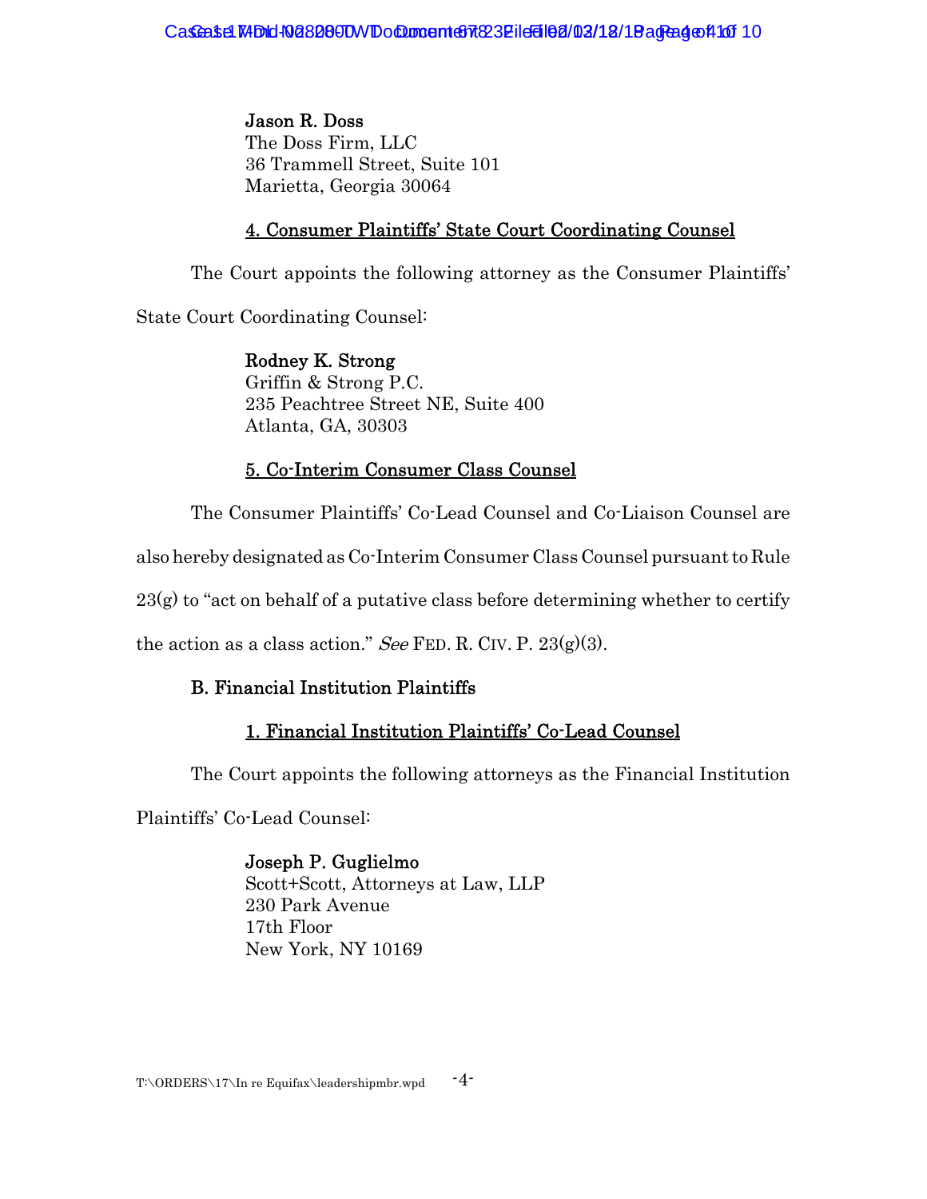**Jason R. Doss**
The Doss Firm, LLC
36 Trammell Street, Suite 101
Marietta, Georgia 30064

#### 4. Consumer Plaintiffs' State Court Coordinating Counsel

The Court appoints the following attorney as the Consumer Plaintiffs' State Court Coordinating Counsel:

**Rodney K. Strong**
Griffin & Strong P.C.
235 Peachtree Street NE, Suite 400
Atlanta, GA, 30303

#### 5. Co-Interim Consumer Class Counsel

The Consumer Plaintiffs' Co-Lead Counsel and Co-Liaison Counsel are also hereby designated as Co-Interim Consumer Class Counsel pursuant to Rule 23(g) to "act on behalf of a putative class before determining whether to certify the action as a class action." *See* FED. R. CIV. P. 23(g)(3).

### B. Financial Institution Plaintiffs

#### 1. Financial Institution Plaintiffs' Co-Lead Counsel

The Court appoints the following attorneys as the Financial Institution Plaintiffs' Co-Lead Counsel:

**Joseph P. Guglielmo**
Scott+Scott, Attorneys at Law, LLP
230 Park Avenue
17th Floor
New York, NY 10169

T:\ORDERS\17\In re Equifax\leadershipmbr.wpd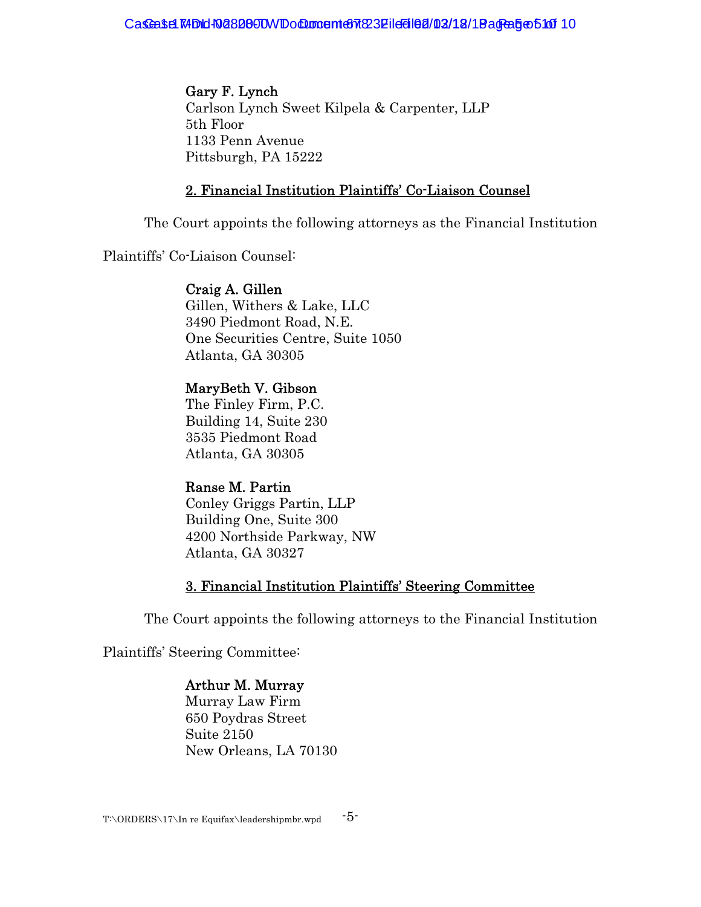**Gary F. Lynch**
Carlson Lynch Sweet Kilpela & Carpenter, LLP
5th Floor
1133 Penn Avenue
Pittsburgh, PA 15222

### 2. Financial Institution Plaintiffs' Co-Liaison Counsel

The Court appoints the following attorneys as the Financial Institution Plaintiffs' Co-Liaison Counsel:

**Craig A. Gillen**
Gillen, Withers & Lake, LLC
3490 Piedmont Road, N.E.
One Securities Centre, Suite 1050
Atlanta, GA 30305

**MaryBeth V. Gibson**
The Finley Firm, P.C.
Building 14, Suite 230
3535 Piedmont Road
Atlanta, GA 30305

**Ranse M. Partin**
Conley Griggs Partin, LLP
Building One, Suite 300
4200 Northside Parkway, NW
Atlanta, GA 30327

### 3. Financial Institution Plaintiffs' Steering Committee

The Court appoints the following attorneys to the Financial Institution Plaintiffs' Steering Committee:

**Arthur M. Murray**
Murray Law Firm
650 Poydras Street
Suite 2150
New Orleans, LA 70130

T:\ORDERS\17\In re Equifax\leadershipmbr.wpd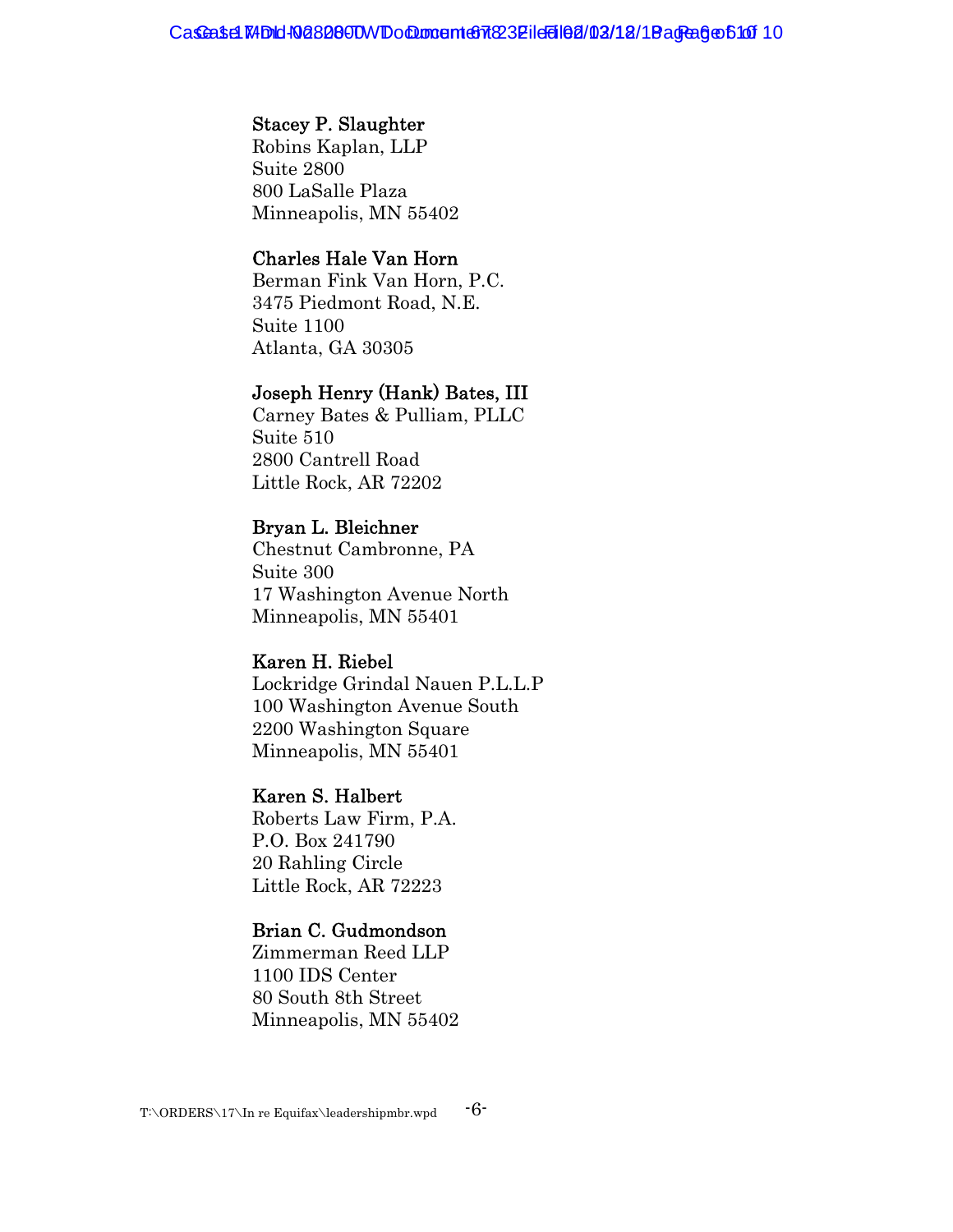**Stacey P. Slaughter**
Robins Kaplan, LLP
Suite 2800
800 LaSalle Plaza
Minneapolis, MN 55402

**Charles Hale Van Horn**
Berman Fink Van Horn, P.C.
3475 Piedmont Road, N.E.
Suite 1100
Atlanta, GA 30305

**Joseph Henry (Hank) Bates, III**
Carney Bates & Pulliam, PLLC
Suite 510
2800 Cantrell Road
Little Rock, AR 72202

**Bryan L. Bleichner**
Chestnut Cambronne, PA
Suite 300
17 Washington Avenue North
Minneapolis, MN 55401

**Karen H. Riebel**
Lockridge Grindal Nauen P.L.L.P
100 Washington Avenue South
2200 Washington Square
Minneapolis, MN 55401

**Karen S. Halbert**
Roberts Law Firm, P.A.
P.O. Box 241790
20 Rahling Circle
Little Rock, AR 72223

**Brian C. Gudmondson**
Zimmerman Reed LLP
1100 IDS Center
80 South 8th Street
Minneapolis, MN 55402

T:\ORDERS\17\In re Equifax\leadershipmbr.wpd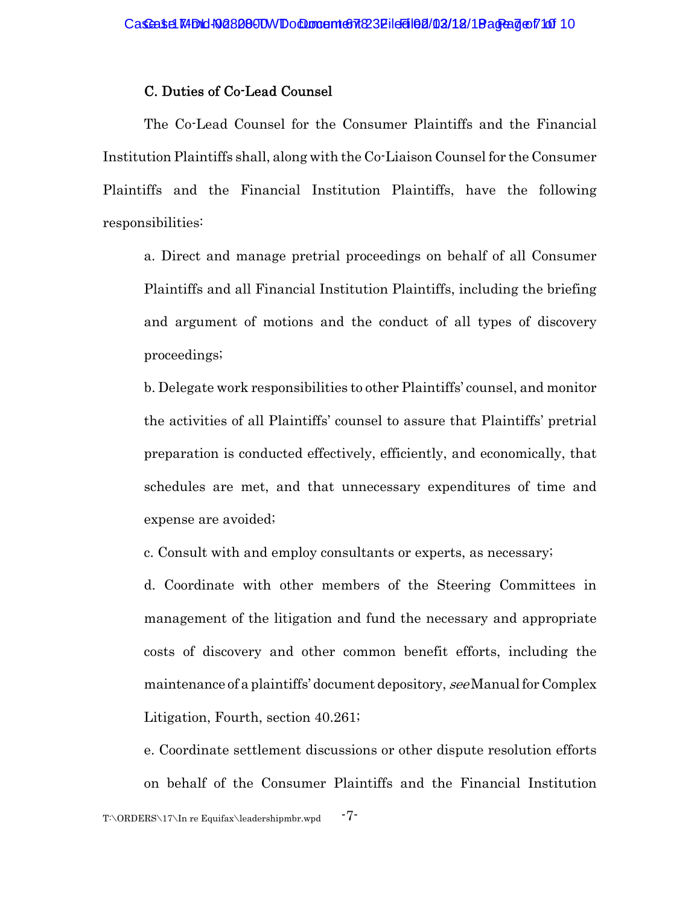### C. Duties of Co-Lead Counsel

The Co-Lead Counsel for the Consumer Plaintiffs and the Financial Institution Plaintiffs shall, along with the Co-Liaison Counsel for the Consumer Plaintiffs and the Financial Institution Plaintiffs, have the following responsibilities:

a. Direct and manage pretrial proceedings on behalf of all Consumer Plaintiffs and all Financial Institution Plaintiffs, including the briefing and argument of motions and the conduct of all types of discovery proceedings;

b. Delegate work responsibilities to other Plaintiffs' counsel, and monitor the activities of all Plaintiffs' counsel to assure that Plaintiffs' pretrial preparation is conducted effectively, efficiently, and economically, that schedules are met, and that unnecessary expenditures of time and expense are avoided;

c. Consult with and employ consultants or experts, as necessary;

d. Coordinate with other members of the Steering Committees in management of the litigation and fund the necessary and appropriate costs of discovery and other common benefit efforts, including the maintenance of a plaintiffs' document depository, *see* Manual for Complex Litigation, Fourth, section 40.261;

e. Coordinate settlement discussions or other dispute resolution efforts on behalf of the Consumer Plaintiffs and the Financial Institution

T:\ORDERS\17\In re Equifax\leadershipmbr.wpd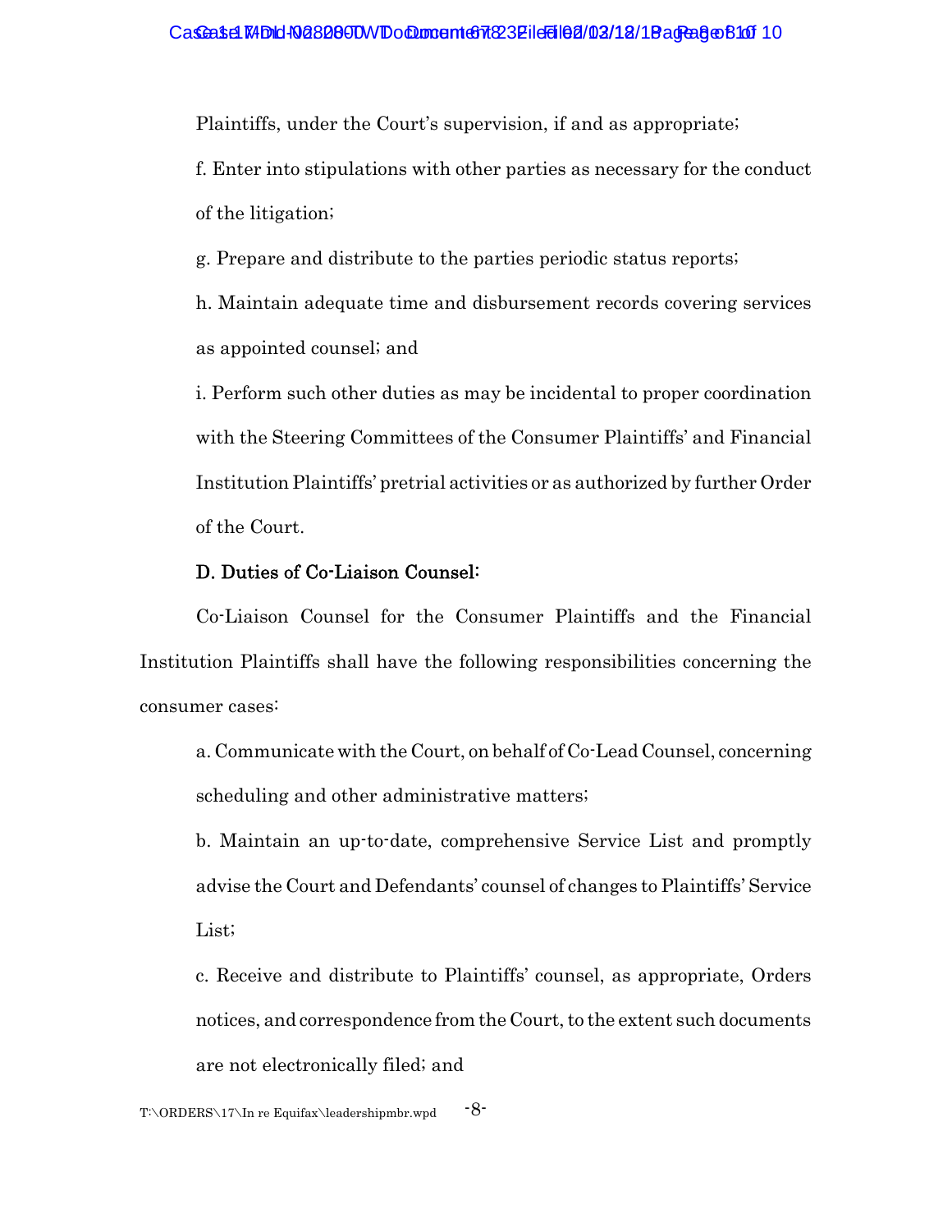Plaintiffs, under the Court's supervision, if and as appropriate;

f. Enter into stipulations with other parties as necessary for the conduct of the litigation;

g. Prepare and distribute to the parties periodic status reports;

h. Maintain adequate time and disbursement records covering services as appointed counsel; and

i. Perform such other duties as may be incidental to proper coordination with the Steering Committees of the Consumer Plaintiffs' and Financial Institution Plaintiffs' pretrial activities or as authorized by further Order of the Court.

D. Duties of Co-Liaison Counsel:

Co-Liaison Counsel for the Consumer Plaintiffs and the Financial Institution Plaintiffs shall have the following responsibilities concerning the consumer cases:

a. Communicate with the Court, on behalf of Co-Lead Counsel, concerning scheduling and other administrative matters;

b. Maintain an up-to-date, comprehensive Service List and promptly advise the Court and Defendants' counsel of changes to Plaintiffs' Service List;

c. Receive and distribute to Plaintiffs' counsel, as appropriate, Orders notices, and correspondence from the Court, to the extent such documents are not electronically filed; and

T:\ORDERS\17\In re Equifax\leadershipmbr.wpd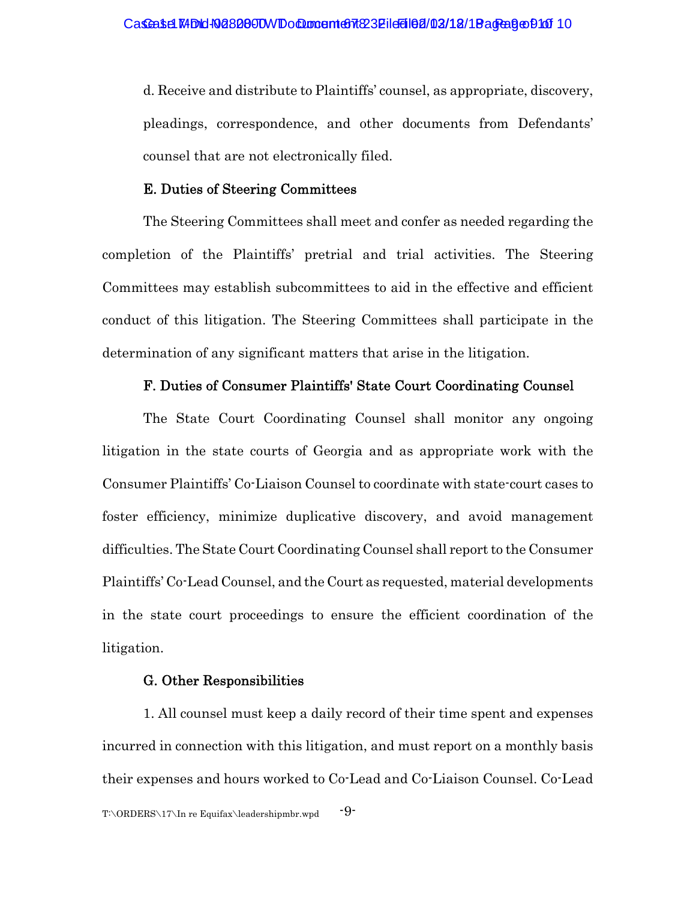d. Receive and distribute to Plaintiffs' counsel, as appropriate, discovery, pleadings, correspondence, and other documents from Defendants' counsel that are not electronically filed.

### E. Duties of Steering Committees

The Steering Committees shall meet and confer as needed regarding the completion of the Plaintiffs' pretrial and trial activities. The Steering Committees may establish subcommittees to aid in the effective and efficient conduct of this litigation. The Steering Committees shall participate in the determination of any significant matters that arise in the litigation.

### F. Duties of Consumer Plaintiffs' State Court Coordinating Counsel

The State Court Coordinating Counsel shall monitor any ongoing litigation in the state courts of Georgia and as appropriate work with the Consumer Plaintiffs' Co-Liaison Counsel to coordinate with state-court cases to foster efficiency, minimize duplicative discovery, and avoid management difficulties. The State Court Coordinating Counsel shall report to the Consumer Plaintiffs' Co-Lead Counsel, and the Court as requested, material developments in the state court proceedings to ensure the efficient coordination of the litigation.

### G. Other Responsibilities

1. All counsel must keep a daily record of their time spent and expenses incurred in connection with this litigation, and must report on a monthly basis their expenses and hours worked to Co-Lead and Co-Liaison Counsel. Co-Lead

T:\ORDERS\17\In re Equifax\leadershipmbr.wpd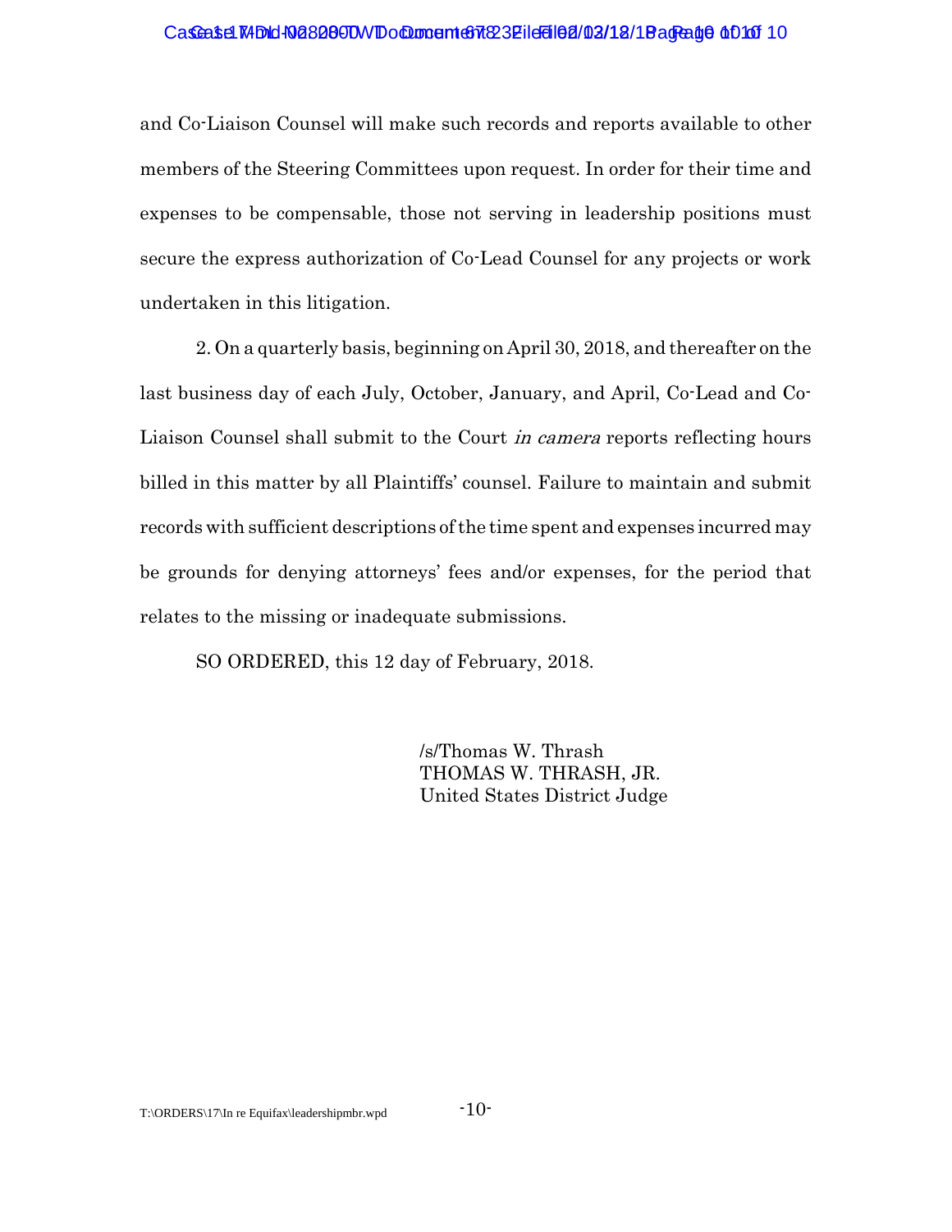and Co-Liaison Counsel will make such records and reports available to other members of the Steering Committees upon request. In order for their time and expenses to be compensable, those not serving in leadership positions must secure the express authorization of Co-Lead Counsel for any projects or work undertaken in this litigation.

2. On a quarterly basis, beginning on April 30, 2018, and thereafter on the last business day of each July, October, January, and April, Co-Lead and Co-Liaison Counsel shall submit to the Court *in camera* reports reflecting hours billed in this matter by all Plaintiffs' counsel. Failure to maintain and submit records with sufficient descriptions of the time spent and expenses incurred may be grounds for denying attorneys' fees and/or expenses, for the period that relates to the missing or inadequate submissions.

SO ORDERED, this 12 day of February, 2018.

/s/Thomas W. Thrash
THOMAS W. THRASH, JR.
United States District Judge

T:\ORDERS\17\In re Equifax\leadershipmbr.wpd